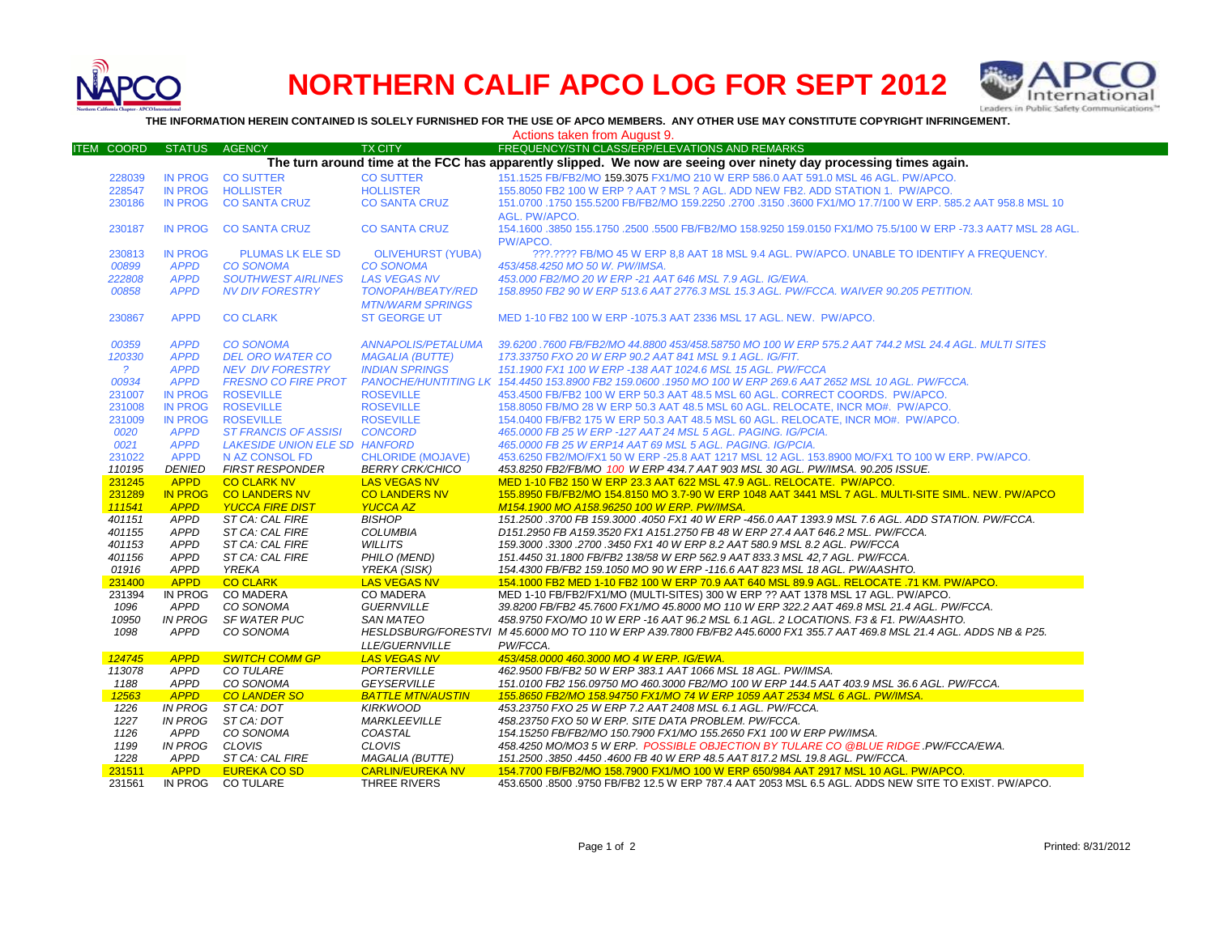# NORTHERN CALIF APCO LOG FOR SEPT 2012

**THE INFORMATION HEREIN CONTAINED IS SOLELY FURNISHED FOR THE USE OF APCO MEMBERS. ANY OTHER USE MAY CONSTITUTE COPYRIGHT INFRINGEMENT.**

Actions taken from August 9.

| ITEM | COORD | STATUS | AGENCY | TX CITY | FREQUENCY/STN CLASS/ERP/ELEVATIONS AND REMARKS |
|---|---|---|---|---|---|
| | | | | | **The turn around time at the FCC has apparently slipped. We now are seeing over ninety day processing times again.** |
| | 228039 | IN PROG | CO SUTTER | CO SUTTER | 151.1525 FB/FB2/MO 159.3075 FX1/MO 210 W ERP 586.0 AAT 591.0 MSL 46 AGL. PW/APCO. |
| | 228547 | IN PROG | HOLLISTER | HOLLISTER | 155.8050 FB2 100 W ERP ? AAT ? MSL ? AGL. ADD NEW FB2. ADD STATION 1. PW/APCO. |
| | 230186 | IN PROG | CO SANTA CRUZ | CO SANTA CRUZ | 151.0700 .1750 155.5200 FB/FB2/MO 159.2250 .2700 .3150 .3600 FX1/MO 17.7/100 W ERP. 585.2 AAT 958.8 MSL 10 AGL. PW/APCO. |
| | 230187 | IN PROG | CO SANTA CRUZ | CO SANTA CRUZ | 154.1600 .3850 155.1750 .2500 .5500 FB/FB2/MO 158.9250 159.0150 FX1/MO 75.5/100 W ERP -73.3 AAT7 MSL 28 AGL. PW/APCO. |
| | 230813 | IN PROG | PLUMAS LK ELE SD | OLIVEHURST (YUBA) | ???.???? FB/MO 45 W ERP 8,8 AAT 18 MSL 9.4 AGL. PW/APCO. UNABLE TO IDENTIFY A FREQUENCY. |
| | *00899* | *APPD* | *CO SONOMA* | *CO SONOMA* | *453/458.4250 MO 50 W. PW/IMSA.* |
| | *222808* | *APPD* | *SOUTHWEST AIRLINES* | *LAS VEGAS NV* | *453.000 FB2/MO 20 W ERP -21 AAT 646 MSL 7.9 AGL. IG/EWA.* |
| | *00858* | *APPD* | *NV DIV FORESTRY* | *TONOPAH/BEATY/RED MTN/WARM SPRINGS* | *158.8950 FB2 90 W ERP 513.6 AAT 2776.3 MSL 15.3 AGL. PW/FCCA. WAIVER 90.205 PETITION.* |
| | 230867 | APPD | CO CLARK | ST GEORGE UT | MED 1-10 FB2 100 W ERP -1075.3 AAT 2336 MSL 17 AGL. NEW. PW/APCO. |
| | *00359* | *APPD* | *CO SONOMA* | *ANNAPOLIS/PETALUMA* | *39.6200 .7600 FB/FB2/MO 44.8800 453/458.58750 MO 100 W ERP 575.2 AAT 744.2 MSL 24.4 AGL. MULTI SITES* |
| | *120330* | *APPD* | *DEL ORO WATER CO* | *MAGALIA (BUTTE)* | *173.33750 FXO 20 W ERP 90.2 AAT 841 MSL 9.1 AGL. IG/FIT.* |
| | *?* | *APPD* | *NEV DIV FORESTRY* | *INDIAN SPRINGS* | *151.1900 FX1 100 W ERP -138 AAT 1024.6 MSL 15 AGL. PW/FCCA* |
| | *00934* | *APPD* | *FRESNO CO FIRE PROT* | *PANOCHE/HUNTITING LK* | *154.4450 153.8900 FB2 159.0600 .1950 MO 100 W ERP 269.6 AAT 2652 MSL 10 AGL. PW/FCCA.* |
| | 231007 | IN PROG | ROSEVILLE | ROSEVILLE | 453.4500 FB/FB2 100 W ERP 50.3 AAT 48.5 MSL 60 AGL. CORRECT COORDS. PW/APCO. |
| | 231008 | IN PROG | ROSEVILLE | ROSEVILLE | 158.8050 FB/MO 28 W ERP 50.3 AAT 48.5 MSL 60 AGL. RELOCATE, INCR MO#. PW/APCO. |
| | 231009 | IN PROG | ROSEVILLE | ROSEVILLE | 154.0400 FB/FB2 175 W ERP 50.3 AAT 48.5 MSL 60 AGL. RELOCATE, INCR MO#. PW/APCO. |
| | *0020* | *APPD* | *ST FRANCIS OF ASSISI* | *CONCORD* | *465.0000 FB 25 W ERP -127 AAT 24 MSL 5 AGL. PAGING. IG/PCIA.* |
| | *0021* | *APPD* | *LAKESIDE UNION ELE SD* | *HANFORD* | *465.0000 FB 25 W ERP14 AAT 69 MSL 5 AGL. PAGING. IG/PCIA.* |
| | 231022 | APPD | N AZ CONSOL FD | CHLORIDE (MOJAVE) | 453.6250 FB2/MO/FX1 50 W ERP -25.8 AAT 1217 MSL 12 AGL. 153.8900 MO/FX1 TO 100 W ERP. PW/APCO. |
| | *110195* | *DENIED* | *FIRST RESPONDER* | *BERRY CRK/CHICO* | *453.8250 FB2/FB/MO 100 W ERP 434.7 AAT 903 MSL 30 AGL. PW/IMSA. 90.205 ISSUE.* |
| | 231245 | APPD | CO CLARK NV | LAS VEGAS NV | MED 1-10 FB2 150 W ERP 23.3 AAT 622 MSL 47.9 AGL. RELOCATE. PW/APCO. |
| | 231289 | IN PROG | CO LANDERS NV | CO LANDERS NV | 155.8950 FB/FB2/MO 154.8150 MO 3.7-90 W ERP 1048 AAT 3441 MSL 7 AGL. MULTI-SITE SIML. NEW. PW/APCO |
| | *111541* | *APPD* | *YUCCA FIRE DIST* | *YUCCA AZ* | *M154.1900 MO A158.96250 100 W ERP. PW/IMSA.* |
| | *401151* | *APPD* | *ST CA: CAL FIRE* | *BISHOP* | *151.2500 .3700 FB 159.3000 .4050 FX1 40 W ERP -456.0 AAT 1393.9 MSL 7.6 AGL. ADD STATION. PW/FCCA.* |
| | *401155* | *APPD* | *ST CA: CAL FIRE* | *COLUMBIA* | *D151.2950 FB A159.3520 FX1 A151.2750 FB 48 W ERP 27.4 AAT 646.2 MSL. PW/FCCA.* |
| | *401153* | *APPD* | *ST CA: CAL FIRE* | *WILLITS* | *159.3000 .3300 .2700 .3450 FX1 40 W ERP 8.2 AAT 580.9 MSL 8.2 AGL. PW/FCCA* |
| | *401156* | *APPD* | *ST CA: CAL FIRE* | *PHILO (MEND)* | *151.4450 31.1800 FB/FB2 138/58 W ERP 562.9 AAT 833.3 MSL 42,7 AGL. PW/FCCA.* |
| | *01916* | *APPD* | *YREKA* | *YREKA (SISK)* | *154.4300 FB/FB2 159.1050 MO 90 W ERP -116.6 AAT 823 MSL 18 AGL. PW/AASHTO.* |
| | 231400 | APPD | CO CLARK | LAS VEGAS NV | 154.1000 FB2 MED 1-10 FB2 100 W ERP 70.9 AAT 640 MSL 89.9 AGL. RELOCATE .71 KM. PW/APCO. |
| | 231394 | IN PROG | CO MADERA | CO MADERA | MED 1-10 FB/FB2/FX1/MO (MULTI-SITES) 300 W ERP ?? AAT 1378 MSL 17 AGL. PW/APCO. |
| | *1096* | *APPD* | *CO SONOMA* | *GUERNVILLE* | *39.8200 FB/FB2 45.7600 FX1/MO 45.8000 MO 110 W ERP 322.2 AAT 469.8 MSL 21.4 AGL. PW/FCCA.* |
| | *10950* | *IN PROG* | *SF WATER PUC* | *SAN MATEO* | *458.9750 FXO/MO 10 W ERP -16 AAT 96.2 MSL 6.1 AGL. 2 LOCATIONS. F3 & F1. PW/AASHTO.* |
| | *1098* | *APPD* | *CO SONOMA* | *HESLDSBURG/FORESTVILLE/GUERNVILLE* | *M 45.6000 MO TO 110 W ERP A39.7800 FB/FB2 A45.6000 FX1 355.7 AAT 469.8 MSL 21.4 AGL. ADDS NB & P25. PW/FCCA.* |
| | *124745* | *APPD* | *SWITCH COMM GP* | *LAS VEGAS NV* | *453/458.0000 460.3000 MO 4 W ERP. IG/EWA.* |
| | *113078* | *APPD* | *CO TULARE* | *PORTERVILLE* | *462.9500 FB/FB2 50 W ERP 383.1 AAT 1066 MSL 18 AGL. PW/IMSA.* |
| | *1188* | *APPD* | *CO SONOMA* | *GEYSERVILLE* | *151.0100 FB2 156.09750 MO 460.3000 FB2/MO 100 W ERP 144.5 AAT 403.9 MSL 36.6 AGL. PW/FCCA.* |
| | *12563* | *APPD* | *CO LANDER SO* | *BATTLE MTN/AUSTIN* | *155.8650 FB2/MO 158.94750 FX1/MO 74 W ERP 1059 AAT 2534 MSL 6 AGL. PW/IMSA.* |
| | *1226* | *IN PROG* | *ST CA: DOT* | *KIRKWOOD* | *453.23750 FXO 25 W ERP 7.2 AAT 2408 MSL 6.1 AGL. PW/FCCA.* |
| | *1227* | *IN PROG* | *ST CA: DOT* | *MARKLEEVILLE* | *458.23750 FXO 50 W ERP. SITE DATA PROBLEM. PW/FCCA.* |
| | *1126* | *APPD* | *CO SONOMA* | *COASTAL* | *154.15250 FB/FB2/MO 150.7900 FX1/MO 155.2650 FX1 100 W ERP PW/IMSA.* |
| | *1199* | *IN PROG* | *CLOVIS* | *CLOVIS* | *458.4250 MO/MO3 5 W ERP. POSSIBLE OBJECTION BY TULARE CO @BLUE RIDGE .PW/FCCA/EWA.* |
| | *1228* | *APPD* | *ST CA: CAL FIRE* | *MAGALIA (BUTTE)* | *151.2500 .3850 .4450 .4600 FB 40 W ERP 48.5 AAT 817.2 MSL 19.8 AGL. PW/FCCA.* |
| | 231511 | APPD | EUREKA CO SD | CARLIN/EUREKA NV | 154.7700 FB/FB2/MO 158.7900 FX1/MO 100 W ERP 650/984 AAT 2917 MSL 10 AGL. PW/APCO. |
| | 231561 | IN PROG | CO TULARE | THREE RIVERS | 453.6500 .8500 .9750 FB/FB2 12.5 W ERP 787.4 AAT 2053 MSL 6.5 AGL. ADDS NEW SITE TO EXIST. PW/APCO. |

Printed: 8/31/2012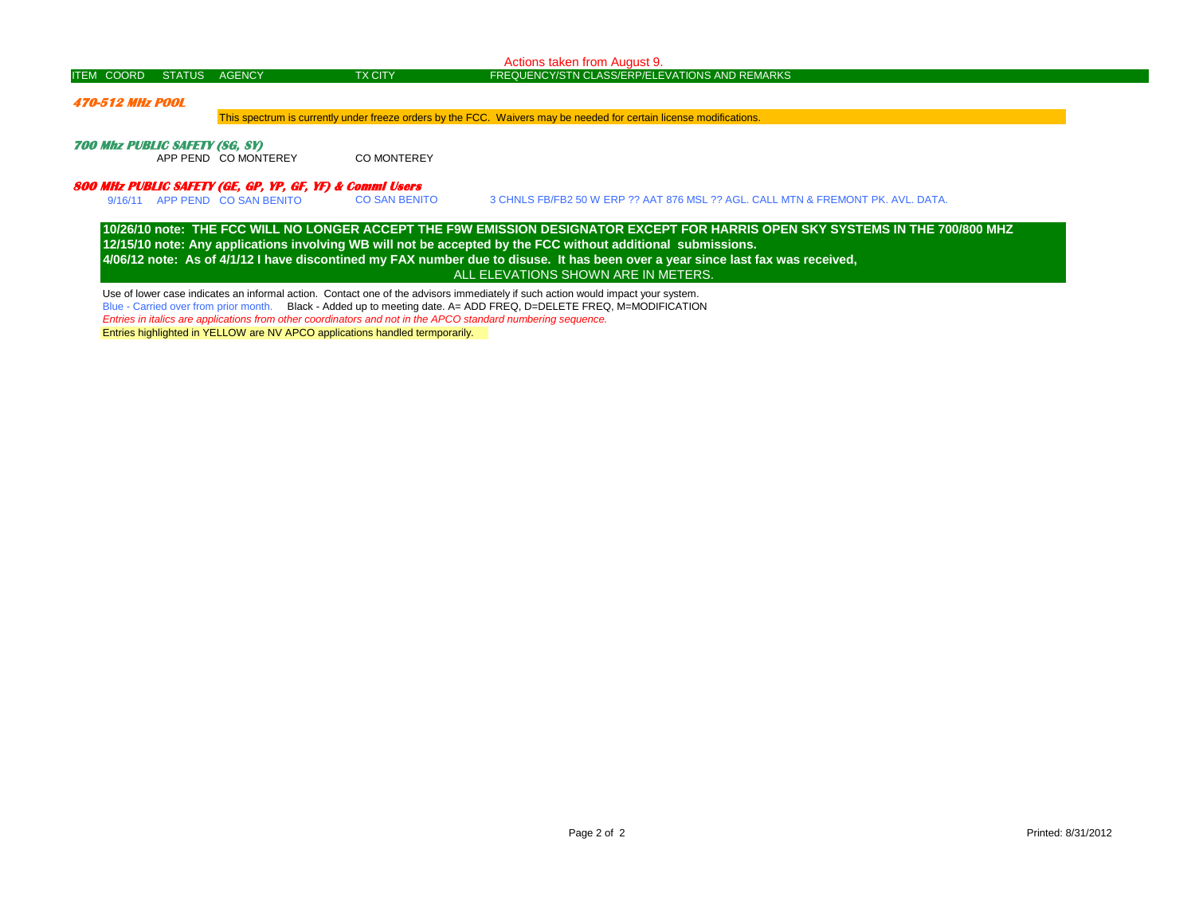Actions taken from August 9.

| ITEM | COORD | STATUS | AGENCY | TX CITY | FREQUENCY/STN CLASS/ERP/ELEVATIONS AND REMARKS |
|---|---|---|---|---|---|
| ***470-512 MHz POOL*** | | | | | |
| | | | This spectrum is currently under freeze orders by the FCC. Waivers may be needed for certain license modifications. | | |
| ***700 Mhz PUBLIC SAFETY (SG, SY)*** | | | | | |
| | | APP PEND | CO MONTEREY | CO MONTEREY | |
| ***800 MHz PUBLIC SAFETY (GE, GP, YP, GF, YF) & Comml Users*** | | | | | |
| | 9/16/11 | APP PEND | CO SAN BENITO | CO SAN BENITO | 3 CHNLS FB/FB2 50 W ERP ?? AAT 876 MSL ?? AGL. CALL MTN & FREMONT PK. AVL. DATA. |

**10/26/10 note: THE FCC WILL NO LONGER ACCEPT THE F9W EMISSION DESIGNATOR EXCEPT FOR HARRIS OPEN SKY SYSTEMS IN THE 700/800 MHZ**
**12/15/10 note: Any applications involving WB will not be accepted by the FCC without additional submissions.**
**4/06/12 note: As of 4/1/12 I have discontined my FAX number due to disuse. It has been over a year since last fax was received,**
ALL ELEVATIONS SHOWN ARE IN METERS.

Use of lower case indicates an informal action. Contact one of the advisors immediately if such action would impact your system.
Blue - Carried over from prior month. Black - Added up to meeting date. A= ADD FREQ, D=DELETE FREQ, M=MODIFICATION
*Entries in italics are applications from other coordinators and not in the APCO standard numbering sequence.*
Entries highlighted in YELLOW are NV APCO applications handled termporarily.

Printed: 8/31/2012